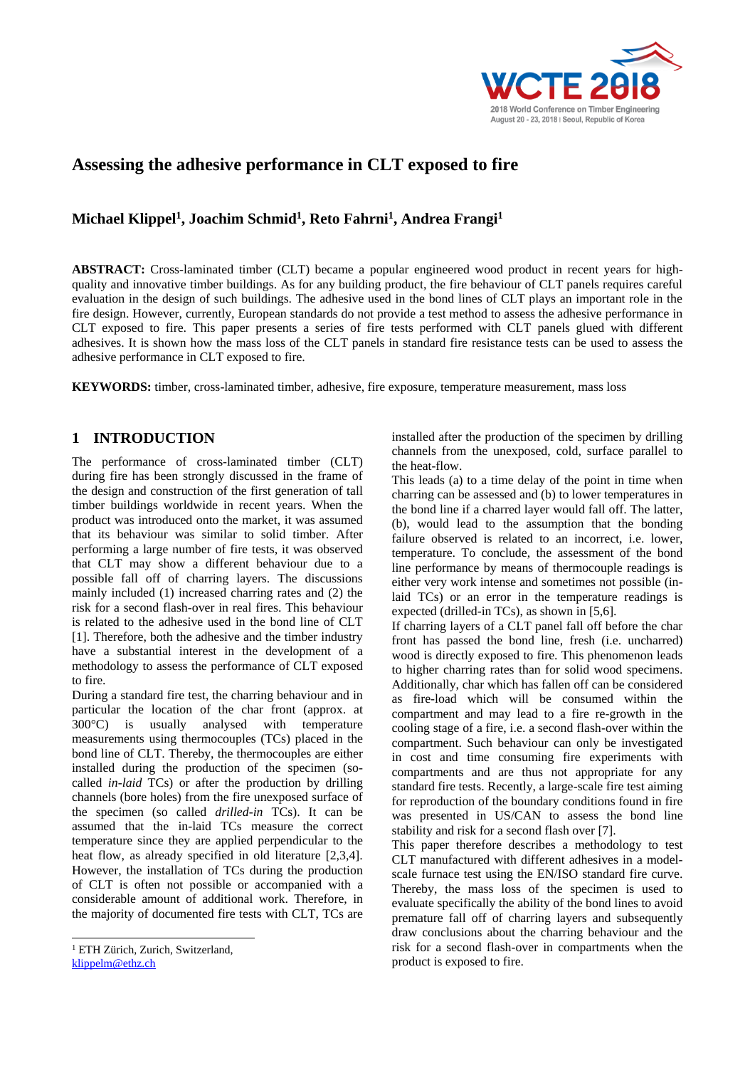# Assessing the adhesive performance in CLT exposed to fire

**Michael Klippel[1], Joachim Schmid[1], Reto Fahrni[1], Andrea Frangi[1]**

**ABSTRACT:** Cross-laminated timber (CLT) became a popular engineered wood product in recent years for high-quality and innovative timber buildings. As for any building product, the fire behaviour of CLT panels requires careful evaluation in the design of such buildings. The adhesive used in the bond lines of CLT plays an important role in the fire design. However, currently, European standards do not provide a test method to assess the adhesive performance in CLT exposed to fire. This paper presents a series of fire tests performed with CLT panels glued with different adhesives. It is shown how the mass loss of the CLT panels in standard fire resistance tests can be used to assess the adhesive performance in CLT exposed to fire.

**KEYWORDS:** timber, cross-laminated timber, adhesive, fire exposure, temperature measurement, mass loss

## 1 INTRODUCTION

The performance of cross-laminated timber (CLT) during fire has been strongly discussed in the frame of the design and construction of the first generation of tall timber buildings worldwide in recent years. When the product was introduced onto the market, it was assumed that its behaviour was similar to solid timber. After performing a large number of fire tests, it was observed that CLT may show a different behaviour due to a possible fall off of charring layers. The discussions mainly included (1) increased charring rates and (2) the risk for a second flash-over in real fires. This behaviour is related to the adhesive used in the bond line of CLT [1]. Therefore, both the adhesive and the timber industry have a substantial interest in the development of a methodology to assess the performance of CLT exposed to fire.

During a standard fire test, the charring behaviour and in particular the location of the char front (approx. at 300°C) is usually analysed with temperature measurements using thermocouples (TCs) placed in the bond line of CLT. Thereby, the thermocouples are either installed during the production of the specimen (so-called *in-laid* TCs) or after the production by drilling channels (bore holes) from the fire unexposed surface of the specimen (so called *drilled-in* TCs). It can be assumed that the in-laid TCs measure the correct temperature since they are applied perpendicular to the heat flow, as already specified in old literature [2,3,4]. However, the installation of TCs during the production of CLT is often not possible or accompanied with a considerable amount of additional work. Therefore, in the majority of documented fire tests with CLT, TCs are installed after the production of the specimen by drilling channels from the unexposed, cold, surface parallel to the heat-flow.

This leads (a) to a time delay of the point in time when charring can be assessed and (b) to lower temperatures in the bond line if a charred layer would fall off. The latter, (b), would lead to the assumption that the bonding failure observed is related to an incorrect, i.e. lower, temperature. To conclude, the assessment of the bond line performance by means of thermocouple readings is either very work intense and sometimes not possible (in-laid TCs) or an error in the temperature readings is expected (drilled-in TCs), as shown in [5,6].

If charring layers of a CLT panel fall off before the char front has passed the bond line, fresh (i.e. uncharred) wood is directly exposed to fire. This phenomenon leads to higher charring rates than for solid wood specimens. Additionally, char which has fallen off can be considered as fire-load which will be consumed within the compartment and may lead to a fire re-growth in the cooling stage of a fire, i.e. a second flash-over within the compartment. Such behaviour can only be investigated in cost and time consuming fire experiments with compartments and are thus not appropriate for any standard fire tests. Recently, a large-scale fire test aiming for reproduction of the boundary conditions found in fire was presented in US/CAN to assess the bond line stability and risk for a second flash over [7].

This paper therefore describes a methodology to test CLT manufactured with different adhesives in a model-scale furnace test using the EN/ISO standard fire curve. Thereby, the mass loss of the specimen is used to evaluate specifically the ability of the bond lines to avoid premature fall off of charring layers and subsequently draw conclusions about the charring behaviour and the risk for a second flash-over in compartments when the product is exposed to fire.

[1] ETH Zürich, Zurich, Switzerland, klippelm@ethz.ch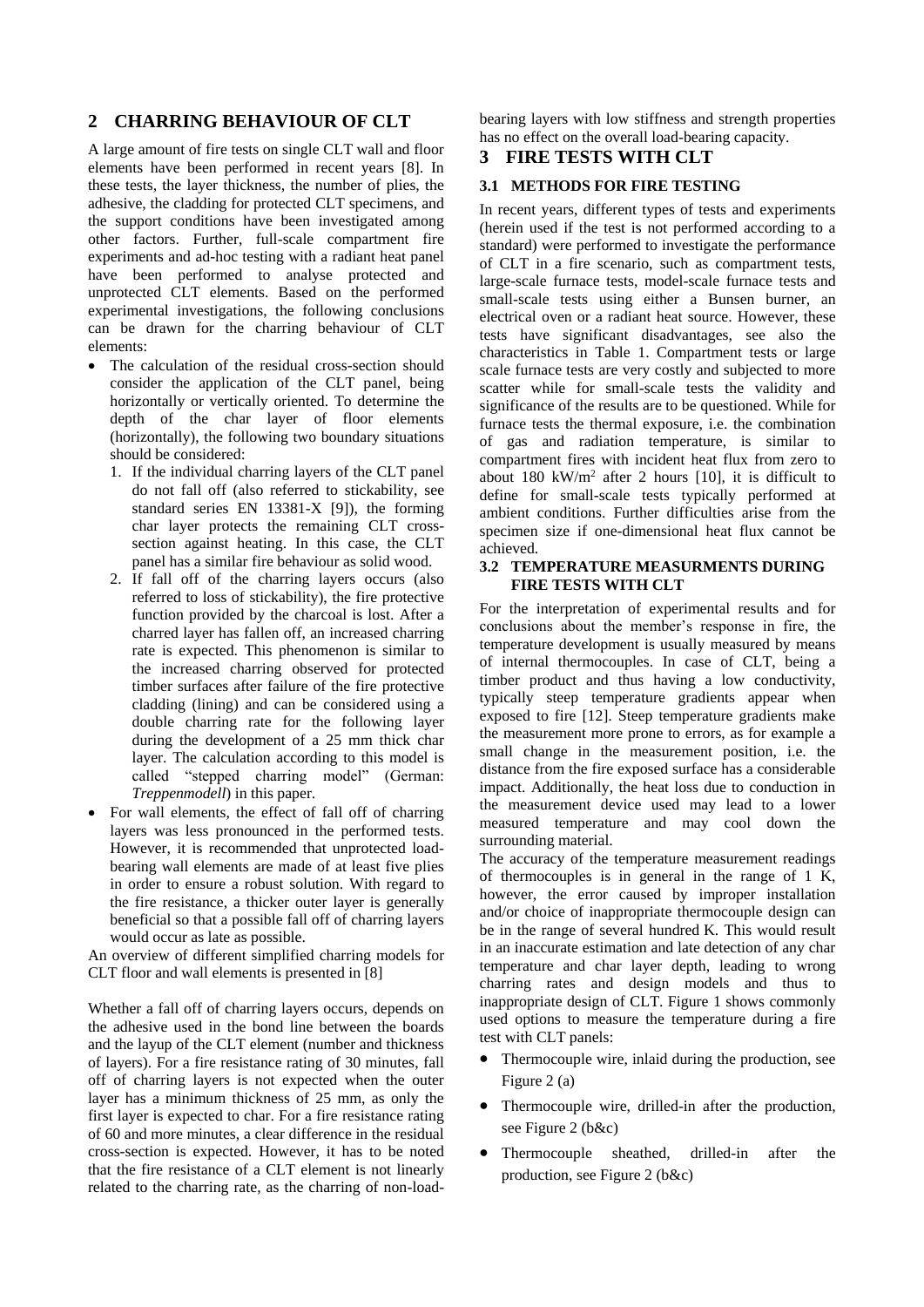## 2 CHARRING BEHAVIOUR OF CLT

A large amount of fire tests on single CLT wall and floor elements have been performed in recent years [8]. In these tests, the layer thickness, the number of plies, the adhesive, the cladding for protected CLT specimens, and the support conditions have been investigated among other factors. Further, full-scale compartment fire experiments and ad-hoc testing with a radiant heat panel have been performed to analyse protected and unprotected CLT elements. Based on the performed experimental investigations, the following conclusions can be drawn for the charring behaviour of CLT elements:

- The calculation of the residual cross-section should consider the application of the CLT panel, being horizontally or vertically oriented. To determine the depth of the char layer of floor elements (horizontally), the following two boundary situations should be considered:
  1. If the individual charring layers of the CLT panel do not fall off (also referred to stickability, see standard series EN 13381-X [9]), the forming char layer protects the remaining CLT cross-section against heating. In this case, the CLT panel has a similar fire behaviour as solid wood.
  2. If fall off of the charring layers occurs (also referred to loss of stickability), the fire protective function provided by the charcoal is lost. After a charred layer has fallen off, an increased charring rate is expected. This phenomenon is similar to the increased charring observed for protected timber surfaces after failure of the fire protective cladding (lining) and can be considered using a double charring rate for the following layer during the development of a 25 mm thick char layer. The calculation according to this model is called "stepped charring model" (German: *Treppenmodell*) in this paper.
- For wall elements, the effect of fall off of charring layers was less pronounced in the performed tests. However, it is recommended that unprotected load-bearing wall elements are made of at least five plies in order to ensure a robust solution. With regard to the fire resistance, a thicker outer layer is generally beneficial so that a possible fall off of charring layers would occur as late as possible.

An overview of different simplified charring models for CLT floor and wall elements is presented in [8]

Whether a fall off of charring layers occurs, depends on the adhesive used in the bond line between the boards and the layup of the CLT element (number and thickness of layers). For a fire resistance rating of 30 minutes, fall off of charring layers is not expected when the outer layer has a minimum thickness of 25 mm, as only the first layer is expected to char. For a fire resistance rating of 60 and more minutes, a clear difference in the residual cross-section is expected. However, it has to be noted that the fire resistance of a CLT element is not linearly related to the charring rate, as the charring of non-load-bearing layers with low stiffness and strength properties has no effect on the overall load-bearing capacity.

## 3 FIRE TESTS WITH CLT

### 3.1 METHODS FOR FIRE TESTING

In recent years, different types of tests and experiments (herein used if the test is not performed according to a standard) were performed to investigate the performance of CLT in a fire scenario, such as compartment tests, large-scale furnace tests, model-scale furnace tests and small-scale tests using either a Bunsen burner, an electrical oven or a radiant heat source. However, these tests have significant disadvantages, see also the characteristics in Table 1. Compartment tests or large scale furnace tests are very costly and subjected to more scatter while for small-scale tests the validity and significance of the results are to be questioned. While for furnace tests the thermal exposure, i.e. the combination of gas and radiation temperature, is similar to compartment fires with incident heat flux from zero to about 180 kW/m$^2$ after 2 hours [10], it is difficult to define for small-scale tests typically performed at ambient conditions. Further difficulties arise from the specimen size if one-dimensional heat flux cannot be achieved.

### 3.2 TEMPERATURE MEASURMENTS DURING FIRE TESTS WITH CLT

For the interpretation of experimental results and for conclusions about the member's response in fire, the temperature development is usually measured by means of internal thermocouples. In case of CLT, being a timber product and thus having a low conductivity, typically steep temperature gradients appear when exposed to fire [12]. Steep temperature gradients make the measurement more prone to errors, as for example a small change in the measurement position, i.e. the distance from the fire exposed surface has a considerable impact. Additionally, the heat loss due to conduction in the measurement device used may lead to a lower measured temperature and may cool down the surrounding material.

The accuracy of the temperature measurement readings of thermocouples is in general in the range of 1 K, however, the error caused by improper installation and/or choice of inappropriate thermocouple design can be in the range of several hundred K. This would result in an inaccurate estimation and late detection of any char temperature and char layer depth, leading to wrong charring rates and design models and thus to inappropriate design of CLT. Figure 1 shows commonly used options to measure the temperature during a fire test with CLT panels:

- Thermocouple wire, inlaid during the production, see Figure 2 (a)
- Thermocouple wire, drilled-in after the production, see Figure 2 (b&c)
- Thermocouple sheathed, drilled-in after the production, see Figure 2 (b&c)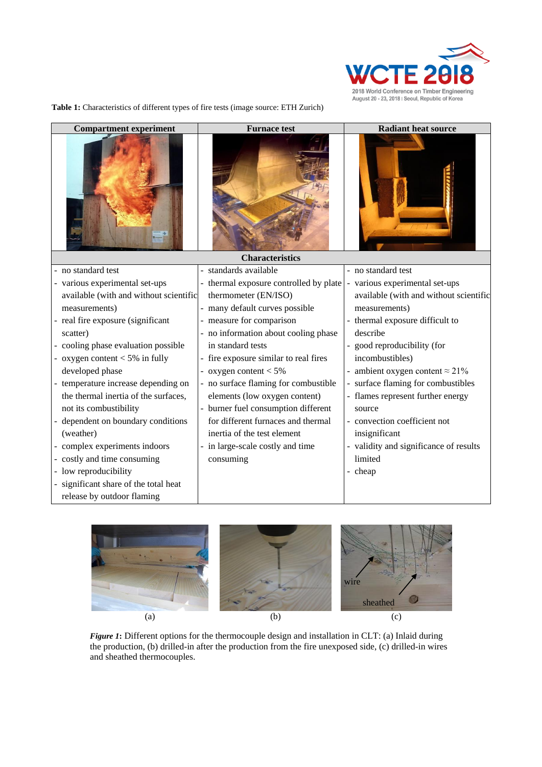**Table 1:** Characteristics of different types of fire tests (image source: ETH Zurich)

| Compartment experiment | Furnace test | Radiant heat source |
|---|---|---|
| **Characteristics** | | |
| - no standard test<br>- various experimental set-ups available (with and without scientific measurements)<br>- real fire exposure (significant scatter)<br>- cooling phase evaluation possible<br>- oxygen content < 5% in fully developed phase<br>- temperature increase depending on the thermal inertia of the surfaces, not its combustibility<br>- dependent on boundary conditions (weather)<br>- complex experiments indoors<br>- costly and time consuming<br>- low reproducibility<br>- significant share of the total heat release by outdoor flaming | - standards available<br>- thermal exposure controlled by plate thermometer (EN/ISO)<br>- many default curves possible<br>- measure for comparison<br>- no information about cooling phase in standard tests<br>- fire exposure similar to real fires<br>- oxygen content < 5%<br>- no surface flaming for combustible elements (low oxygen content)<br>- burner fuel consumption different for different furnaces and thermal inertia of the test element<br>- in large-scale costly and time consuming | - no standard test<br>- various experimental set-ups available (with and without scientific measurements)<br>- thermal exposure difficult to describe<br>- good reproducibility (for incombustibles)<br>- ambient oxygen content ≈ 21%<br>- surface flaming for combustibles<br>- flames represent further energy source<br>- convection coefficient not insignificant<br>- validity and significance of results limited<br>- cheap |

*Figure 1*: Different options for the thermocouple design and installation in CLT: (a) Inlaid during the production, (b) drilled-in after the production from the fire unexposed side, (c) drilled-in wires and sheathed thermocouples.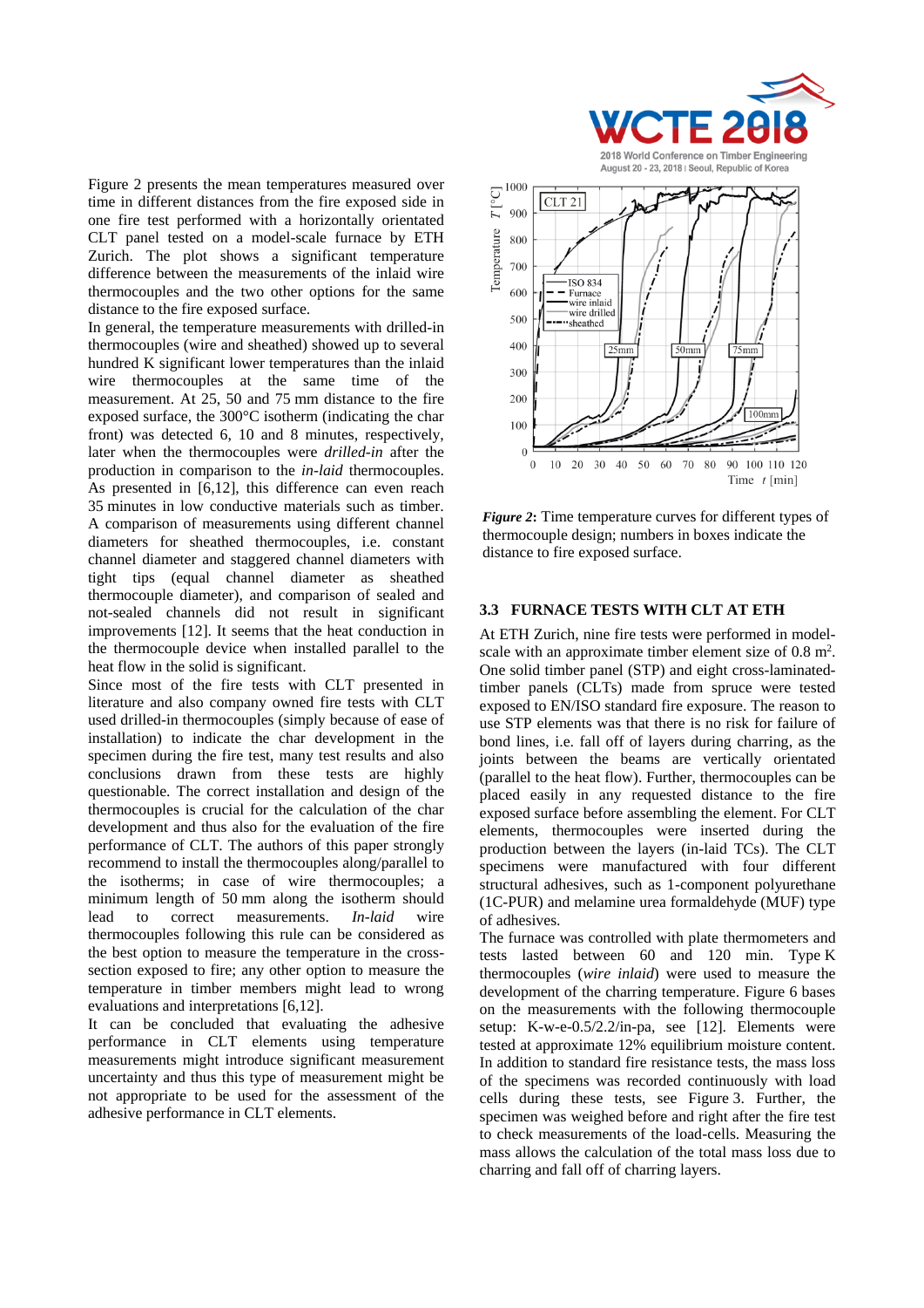Figure 2 presents the mean temperatures measured over time in different distances from the fire exposed side in one fire test performed with a horizontally orientated CLT panel tested on a model-scale furnace by ETH Zurich. The plot shows a significant temperature difference between the measurements of the inlaid wire thermocouples and the two other options for the same distance to the fire exposed surface.

In general, the temperature measurements with drilled-in thermocouples (wire and sheathed) showed up to several hundred K significant lower temperatures than the inlaid wire thermocouples at the same time of the measurement. At 25, 50 and 75 mm distance to the fire exposed surface, the 300°C isotherm (indicating the char front) was detected 6, 10 and 8 minutes, respectively, later when the thermocouples were *drilled-in* after the production in comparison to the *in-laid* thermocouples. As presented in [6,12], this difference can even reach 35 minutes in low conductive materials such as timber. A comparison of measurements using different channel diameters for sheathed thermocouples, i.e. constant channel diameter and staggered channel diameters with tight tips (equal channel diameter as sheathed thermocouple diameter), and comparison of sealed and not-sealed channels did not result in significant improvements [12]. It seems that the heat conduction in the thermocouple device when installed parallel to the heat flow in the solid is significant.

Since most of the fire tests with CLT presented in literature and also company owned fire tests with CLT used drilled-in thermocouples (simply because of ease of installation) to indicate the char development in the specimen during the fire test, many test results and also conclusions drawn from these tests are highly questionable. The correct installation and design of the thermocouples is crucial for the calculation of the char development and thus also for the evaluation of the fire performance of CLT. The authors of this paper strongly recommend to install the thermocouples along/parallel to the isotherms; in case of wire thermocouples; a minimum length of 50 mm along the isotherm should lead to correct measurements. *In-laid* wire thermocouples following this rule can be considered as the best option to measure the temperature in the cross-section exposed to fire; any other option to measure the temperature in timber members might lead to wrong evaluations and interpretations [6,12].

It can be concluded that evaluating the adhesive performance in CLT elements using temperature measurements might introduce significant measurement uncertainty and thus this type of measurement might be not appropriate to be used for the assessment of the adhesive performance in CLT elements.

***Figure 2***: Time temperature curves for different types of thermocouple design; numbers in boxes indicate the distance to fire exposed surface.

### 3.3 FURNACE TESTS WITH CLT AT ETH

At ETH Zurich, nine fire tests were performed in model-scale with an approximate timber element size of 0.8 m$^2$. One solid timber panel (STP) and eight cross-laminated-timber panels (CLTs) made from spruce were tested exposed to EN/ISO standard fire exposure. The reason to use STP elements was that there is no risk for failure of bond lines, i.e. fall off of layers during charring, as the joints between the beams are vertically orientated (parallel to the heat flow). Further, thermocouples can be placed easily in any requested distance to the fire exposed surface before assembling the element. For CLT elements, thermocouples were inserted during the production between the layers (in-laid TCs). The CLT specimens were manufactured with four different structural adhesives, such as 1-component polyurethane (1C-PUR) and melamine urea formaldehyde (MUF) type of adhesives.

The furnace was controlled with plate thermometers and tests lasted between 60 and 120 min. Type K thermocouples (*wire inlaid*) were used to measure the development of the charring temperature. Figure 6 bases on the measurements with the following thermocouple setup: K-w-e-0.5/2.2/in-pa, see [12]. Elements were tested at approximate 12% equilibrium moisture content. In addition to standard fire resistance tests, the mass loss of the specimens was recorded continuously with load cells during these tests, see Figure 3. Further, the specimen was weighed before and right after the fire test to check measurements of the load-cells. Measuring the mass allows the calculation of the total mass loss due to charring and fall off of charring layers.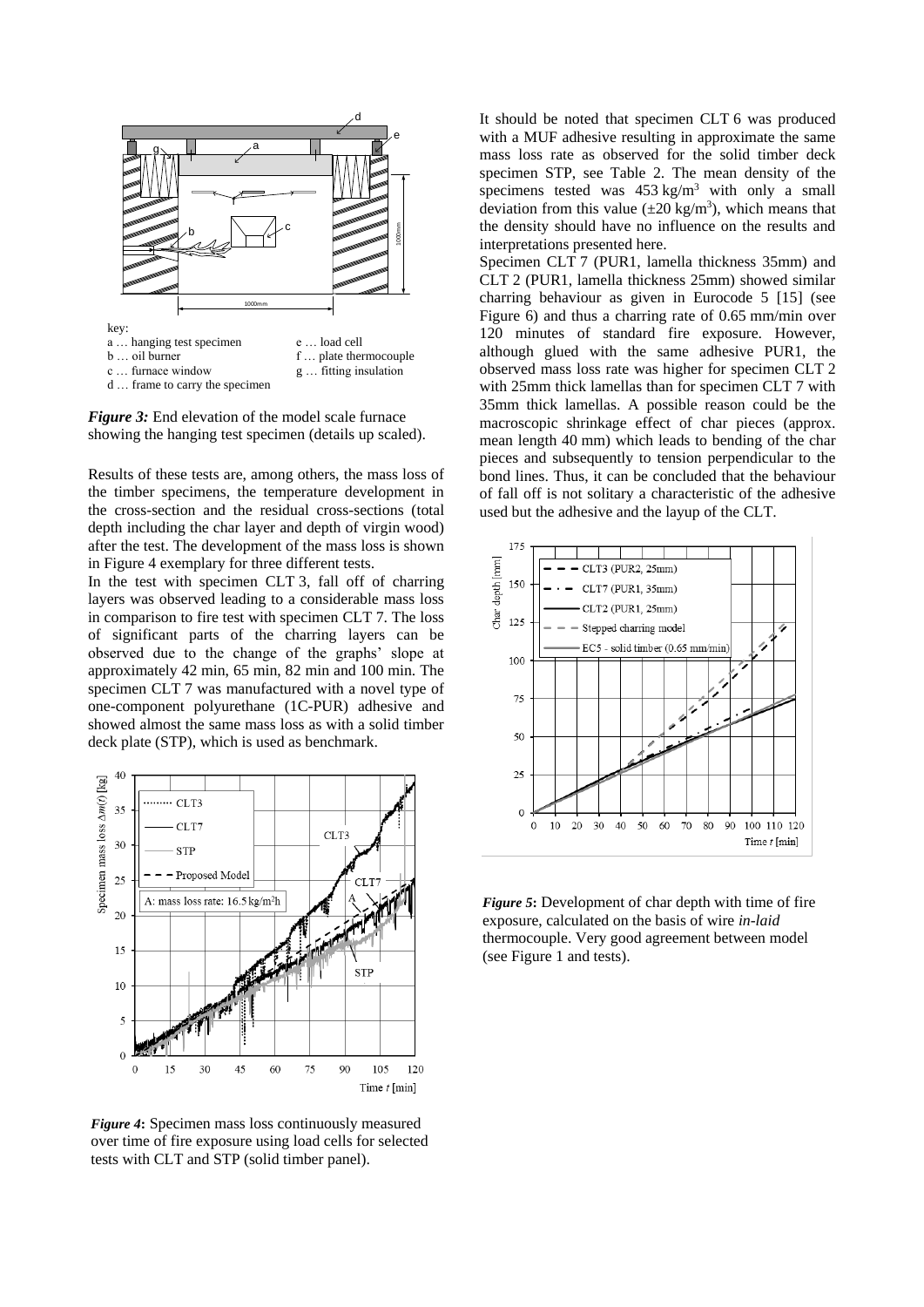key:
a … hanging test specimen
b … oil burner
c … furnace window
d … frame to carry the specimen
e … load cell
f … plate thermocouple
g … fitting insulation

***Figure 3:*** End elevation of the model scale furnace showing the hanging test specimen (details up scaled).

Results of these tests are, among others, the mass loss of the timber specimens, the temperature development in the cross-section and the residual cross-sections (total depth including the char layer and depth of virgin wood) after the test. The development of the mass loss is shown in Figure 4 exemplary for three different tests.

In the test with specimen CLT 3, fall off of charring layers was observed leading to a considerable mass loss in comparison to fire test with specimen CLT 7. The loss of significant parts of the charring layers can be observed due to the change of the graphs' slope at approximately 42 min, 65 min, 82 min and 100 min. The specimen CLT 7 was manufactured with a novel type of one-component polyurethane (1C-PUR) adhesive and showed almost the same mass loss as with a solid timber deck plate (STP), which is used as benchmark.

***Figure 4*:** Specimen mass loss continuously measured over time of fire exposure using load cells for selected tests with CLT and STP (solid timber panel).

It should be noted that specimen CLT 6 was produced with a MUF adhesive resulting in approximate the same mass loss rate as observed for the solid timber deck specimen STP, see Table 2. The mean density of the specimens tested was 453 kg/m$^3$ with only a small deviation from this value (±20 kg/m$^3$), which means that the density should have no influence on the results and interpretations presented here.

Specimen CLT 7 (PUR1, lamella thickness 35mm) and CLT 2 (PUR1, lamella thickness 25mm) showed similar charring behaviour as given in Eurocode 5 [15] (see Figure 6) and thus a charring rate of 0.65 mm/min over 120 minutes of standard fire exposure. However, although glued with the same adhesive PUR1, the observed mass loss rate was higher for specimen CLT 2 with 25mm thick lamellas than for specimen CLT 7 with 35mm thick lamellas. A possible reason could be the macroscopic shrinkage effect of char pieces (approx. mean length 40 mm) which leads to bending of the char pieces and subsequently to tension perpendicular to the bond lines. Thus, it can be concluded that the behaviour of fall off is not solitary a characteristic of the adhesive used but the adhesive and the layup of the CLT.

***Figure 5*:** Development of char depth with time of fire exposure, calculated on the basis of wire *in-laid* thermocouple. Very good agreement between model (see Figure 1 and tests).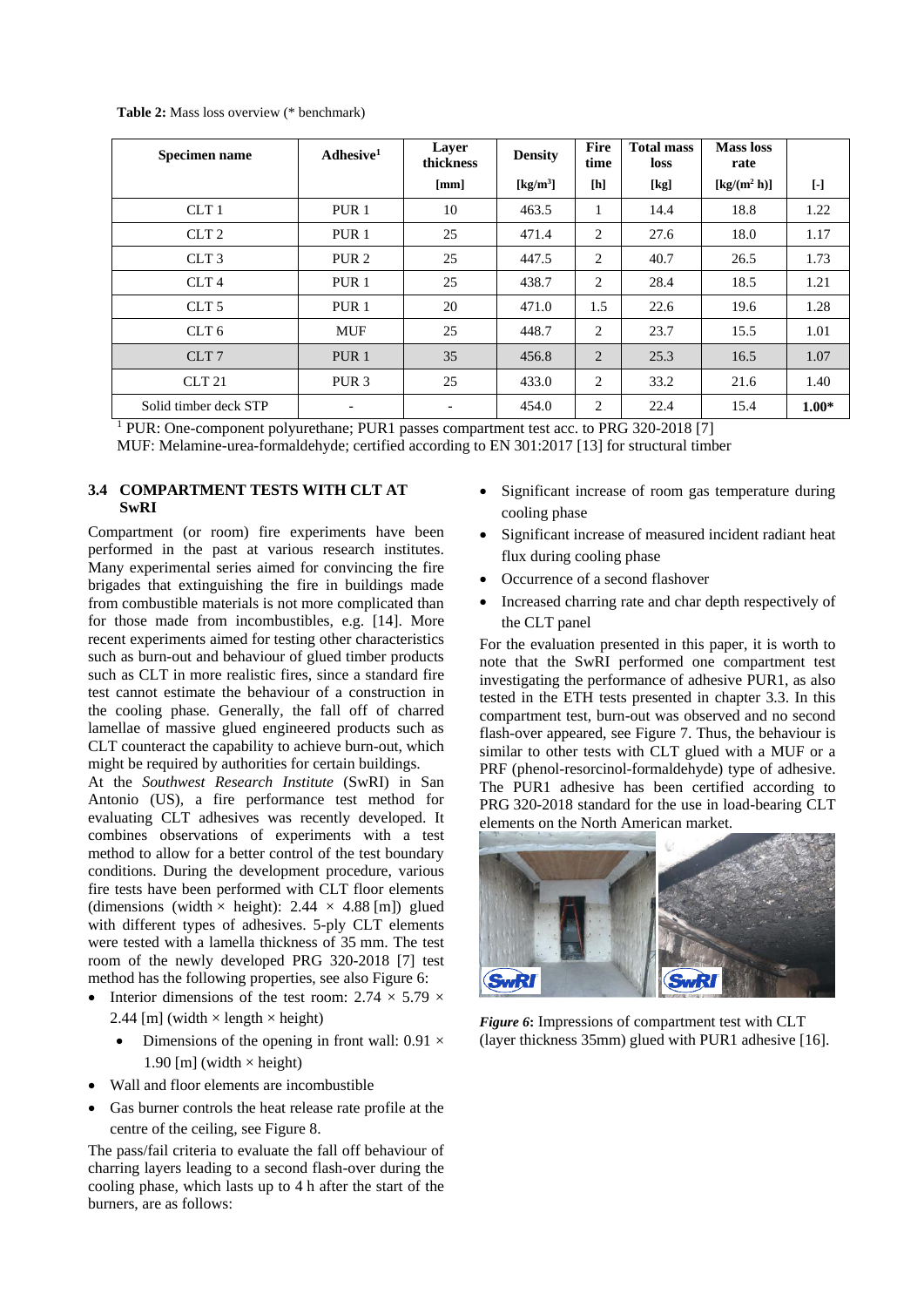**Table 2:** Mass loss overview (* benchmark)

| Specimen name | Adhesive[1] | Layer thickness | Density | Fire time | Total mass loss | Mass loss rate | |
|---|---|---|---|---|---|---|---|
| | | [mm] | [kg/m$^3$] | [h] | [kg] | [kg/(m$^2$ h)] | [-] |
| CLT 1 | PUR 1 | 10 | 463.5 | 1 | 14.4 | 18.8 | 1.22 |
| CLT 2 | PUR 1 | 25 | 471.4 | 2 | 27.6 | 18.0 | 1.17 |
| CLT 3 | PUR 2 | 25 | 447.5 | 2 | 40.7 | 26.5 | 1.73 |
| CLT 4 | PUR 1 | 25 | 438.7 | 2 | 28.4 | 18.5 | 1.21 |
| CLT 5 | PUR 1 | 20 | 471.0 | 1.5 | 22.6 | 19.6 | 1.28 |
| CLT 6 | MUF | 25 | 448.7 | 2 | 23.7 | 15.5 | 1.01 |
| CLT 7 | PUR 1 | 35 | 456.8 | 2 | 25.3 | 16.5 | 1.07 |
| CLT 21 | PUR 3 | 25 | 433.0 | 2 | 33.2 | 21.6 | 1.40 |
| Solid timber deck STP | - | - | 454.0 | 2 | 22.4 | 15.4 | **1.00*** |

[1] PUR: One-component polyurethane; PUR1 passes compartment test acc. to PRG 320-2018 [7]
MUF: Melamine-urea-formaldehyde; certified according to EN 301:2017 [13] for structural timber

### 3.4 COMPARTMENT TESTS WITH CLT AT SwRI

Compartment (or room) fire experiments have been performed in the past at various research institutes. Many experimental series aimed for convincing the fire brigades that extinguishing the fire in buildings made from combustible materials is not more complicated than for those made from incombustibles, e.g. [14]. More recent experiments aimed for testing other characteristics such as burn-out and behaviour of glued timber products such as CLT in more realistic fires, since a standard fire test cannot estimate the behaviour of a construction in the cooling phase. Generally, the fall off of charred lamellae of massive glued engineered products such as CLT counteract the capability to achieve burn-out, which might be required by authorities for certain buildings.

At the *Southwest Research Institute* (SwRI) in San Antonio (US), a fire performance test method for evaluating CLT adhesives was recently developed. It combines observations of experiments with a test method to allow for a better control of the test boundary conditions. During the development procedure, various fire tests have been performed with CLT floor elements (dimensions (width × height): 2.44 × 4.88 [m]) glued with different types of adhesives. 5-ply CLT elements were tested with a lamella thickness of 35 mm. The test room of the newly developed PRG 320-2018 [7] test method has the following properties, see also Figure 6:

- Interior dimensions of the test room: 2.74 × 5.79 × 2.44 [m] (width × length × height)
  - Dimensions of the opening in front wall: 0.91 × 1.90 [m] (width × height)
- Wall and floor elements are incombustible
- Gas burner controls the heat release rate profile at the centre of the ceiling, see Figure 8.

The pass/fail criteria to evaluate the fall off behaviour of charring layers leading to a second flash-over during the cooling phase, which lasts up to 4 h after the start of the burners, are as follows:

- Significant increase of room gas temperature during cooling phase
- Significant increase of measured incident radiant heat flux during cooling phase
- Occurrence of a second flashover
- Increased charring rate and char depth respectively of the CLT panel

For the evaluation presented in this paper, it is worth to note that the SwRI performed one compartment test investigating the performance of adhesive PUR1, as also tested in the ETH tests presented in chapter 3.3. In this compartment test, burn-out was observed and no second flash-over appeared, see Figure 7. Thus, the behaviour is similar to other tests with CLT glued with a MUF or a PRF (phenol-resorcinol-formaldehyde) type of adhesive. The PUR1 adhesive has been certified according to PRG 320-2018 standard for the use in load-bearing CLT elements on the North American market.

***Figure 6*:** Impressions of compartment test with CLT (layer thickness 35mm) glued with PUR1 adhesive [16].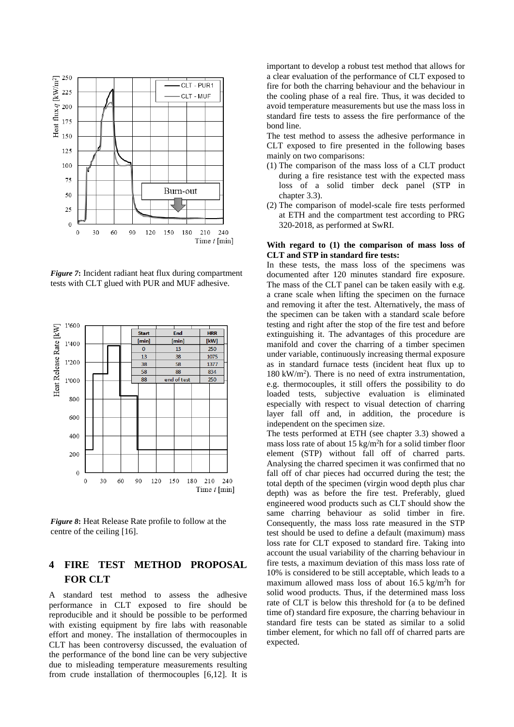*Figure 7*: Incident radiant heat flux during compartment tests with CLT glued with PUR and MUF adhesive.

| Start [min] | End [min] | HRR [kW] |
|---|---|---|
| 0 | 13 | 250 |
| 13 | 38 | 1075 |
| 38 | 58 | 1377 |
| 58 | 88 | 834 |
| 88 | end of test | 250 |

*Figure 8*: Heat Release Rate profile to follow at the centre of the ceiling [16].

# 4 FIRE TEST METHOD PROPOSAL FOR CLT

A standard test method to assess the adhesive performance in CLT exposed to fire should be reproducible and it should be possible to be performed with existing equipment by fire labs with reasonable effort and money. The installation of thermocouples in CLT has been controversy discussed, the evaluation of the performance of the bond line can be very subjective due to misleading temperature measurements resulting from crude installation of thermocouples [6,12]. It is important to develop a robust test method that allows for a clear evaluation of the performance of CLT exposed to fire for both the charring behaviour and the behaviour in the cooling phase of a real fire. Thus, it was decided to avoid temperature measurements but use the mass loss in standard fire tests to assess the fire performance of the bond line.

The test method to assess the adhesive performance in CLT exposed to fire presented in the following bases mainly on two comparisons:

(1) The comparison of the mass loss of a CLT product during a fire resistance test with the expected mass loss of a solid timber deck panel (STP in chapter 3.3).
(2) The comparison of model-scale fire tests performed at ETH and the compartment test according to PRG 320-2018, as performed at SwRI.

**With regard to (1) the comparison of mass loss of CLT and STP in standard fire tests:**

In these tests, the mass loss of the specimens was documented after 120 minutes standard fire exposure. The mass of the CLT panel can be taken easily with e.g. a crane scale when lifting the specimen on the furnace and removing it after the test. Alternatively, the mass of the specimen can be taken with a standard scale before testing and right after the stop of the fire test and before extinguishing it. The advantages of this procedure are manifold and cover the charring of a timber specimen under variable, continuously increasing thermal exposure as in standard furnace tests (incident heat flux up to 180 kW/m$^2$). There is no need of extra instrumentation, e.g. thermocouples, it still offers the possibility to do loaded tests, subjective evaluation is eliminated especially with respect to visual detection of charring layer fall off and, in addition, the procedure is independent on the specimen size.

The tests performed at ETH (see chapter 3.3) showed a mass loss rate of about 15 kg/m$^2$h for a solid timber floor element (STP) without fall off of charred parts. Analysing the charred specimen it was confirmed that no fall off of char pieces had occurred during the test; the total depth of the specimen (virgin wood depth plus char depth) was as before the fire test. Preferably, glued engineered wood products such as CLT should show the same charring behaviour as solid timber in fire. Consequently, the mass loss rate measured in the STP test should be used to define a default (maximum) mass loss rate for CLT exposed to standard fire. Taking into account the usual variability of the charring behaviour in fire tests, a maximum deviation of this mass loss rate of 10% is considered to be still acceptable, which leads to a maximum allowed mass loss of about 16.5 kg/m$^2$h for solid wood products. Thus, if the determined mass loss rate of CLT is below this threshold for (a to be defined time of) standard fire exposure, the charring behaviour in standard fire tests can be stated as similar to a solid timber element, for which no fall off of charred parts are expected.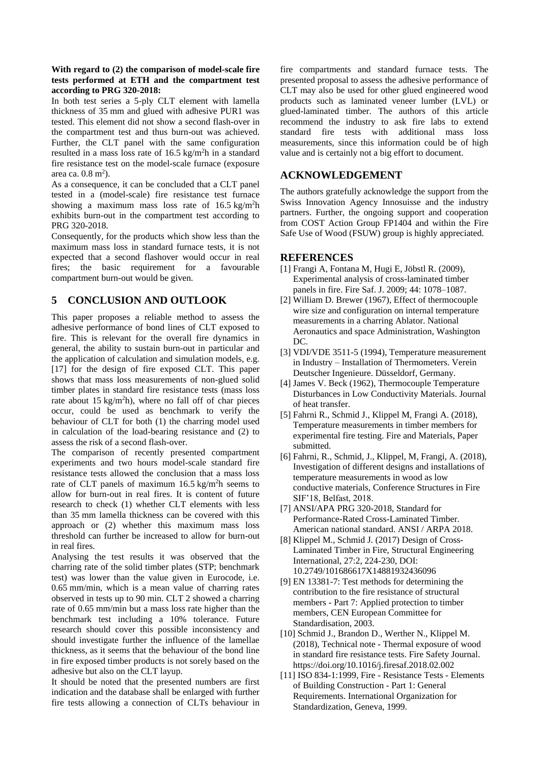**With regard to (2) the comparison of model-scale fire tests performed at ETH and the compartment test according to PRG 320-2018:**

In both test series a 5-ply CLT element with lamella thickness of 35 mm and glued with adhesive PUR1 was tested. This element did not show a second flash-over in the compartment test and thus burn-out was achieved. Further, the CLT panel with the same configuration resulted in a mass loss rate of 16.5 kg/m$^2$h in a standard fire resistance test on the model-scale furnace (exposure area ca. 0.8 m$^2$).

As a consequence, it can be concluded that a CLT panel tested in a (model-scale) fire resistance test furnace showing a maximum mass loss rate of 16.5 kg/m$^2$h exhibits burn-out in the compartment test according to PRG 320-2018.

Consequently, for the products which show less than the maximum mass loss in standard furnace tests, it is not expected that a second flashover would occur in real fires; the basic requirement for a favourable compartment burn-out would be given.

## 5 CONCLUSION AND OUTLOOK

This paper proposes a reliable method to assess the adhesive performance of bond lines of CLT exposed to fire. This is relevant for the overall fire dynamics in general, the ability to sustain burn-out in particular and the application of calculation and simulation models, e.g. [17] for the design of fire exposed CLT. This paper shows that mass loss measurements of non-glued solid timber plates in standard fire resistance tests (mass loss rate about 15 kg/m$^2$h), where no fall off of char pieces occur, could be used as benchmark to verify the behaviour of CLT for both (1) the charring model used in calculation of the load-bearing resistance and (2) to assess the risk of a second flash-over.

The comparison of recently presented compartment experiments and two hours model-scale standard fire resistance tests allowed the conclusion that a mass loss rate of CLT panels of maximum 16.5 kg/m$^2$h seems to allow for burn-out in real fires. It is content of future research to check (1) whether CLT elements with less than 35 mm lamella thickness can be covered with this approach or (2) whether this maximum mass loss threshold can further be increased to allow for burn-out in real fires.

Analysing the test results it was observed that the charring rate of the solid timber plates (STP; benchmark test) was lower than the value given in Eurocode, i.e. 0.65 mm/min, which is a mean value of charring rates observed in tests up to 90 min. CLT 2 showed a charring rate of 0.65 mm/min but a mass loss rate higher than the benchmark test including a 10% tolerance. Future research should cover this possible inconsistency and should investigate further the influence of the lamellae thickness, as it seems that the behaviour of the bond line in fire exposed timber products is not sorely based on the adhesive but also on the CLT layup.

It should be noted that the presented numbers are first indication and the database shall be enlarged with further fire tests allowing a connection of CLTs behaviour in fire compartments and standard furnace tests. The presented proposal to assess the adhesive performance of CLT may also be used for other glued engineered wood products such as laminated veneer lumber (LVL) or glued-laminated timber. The authors of this article recommend the industry to ask fire labs to extend standard fire tests with additional mass loss measurements, since this information could be of high value and is certainly not a big effort to document.

## ACKNOWLEDGEMENT

The authors gratefully acknowledge the support from the Swiss Innovation Agency Innosuisse and the industry partners. Further, the ongoing support and cooperation from COST Action Group FP1404 and within the Fire Safe Use of Wood (FSUW) group is highly appreciated.

## REFERENCES

[1] Frangi A, Fontana M, Hugi E, Jöbstl R. (2009), Experimental analysis of cross-laminated timber panels in fire. Fire Saf. J. 2009; 44: 1078–1087.

[2] William D. Brewer (1967), Effect of thermocouple wire size and configuration on internal temperature measurements in a charring Ablator. National Aeronautics and space Administration, Washington DC.

[3] VDI/VDE 3511-5 (1994), Temperature measurement in Industry – Installation of Thermometers. Verein Deutscher Ingenieure. Düsseldorf, Germany.

[4] James V. Beck (1962), Thermocouple Temperature Disturbances in Low Conductivity Materials. Journal of heat transfer.

[5] Fahrni R., Schmid J., Klippel M, Frangi A. (2018), Temperature measurements in timber members for experimental fire testing. Fire and Materials, Paper submitted.

[6] Fahrni, R., Schmid, J., Klippel, M, Frangi, A. (2018), Investigation of different designs and installations of temperature measurements in wood as low conductive materials, Conference Structures in Fire SIF'18, Belfast, 2018.

[7] ANSI/APA PRG 320-2018, Standard for Performance-Rated Cross-Laminated Timber. American national standard. ANSI / ARPA 2018.

[8] Klippel M., Schmid J. (2017) Design of Cross-Laminated Timber in Fire, Structural Engineering International, 27:2, 224-230, DOI: 10.2749/101686617X14881932436096

[9] EN 13381-7: Test methods for determining the contribution to the fire resistance of structural members - Part 7: Applied protection to timber members, CEN European Committee for Standardisation, 2003.

[10] Schmid J., Brandon D., Werther N., Klippel M. (2018), Technical note - Thermal exposure of wood in standard fire resistance tests. Fire Safety Journal. https://doi.org/10.1016/j.firesaf.2018.02.002

[11] ISO 834-1:1999, Fire - Resistance Tests - Elements of Building Construction - Part 1: General Requirements. International Organization for Standardization, Geneva, 1999.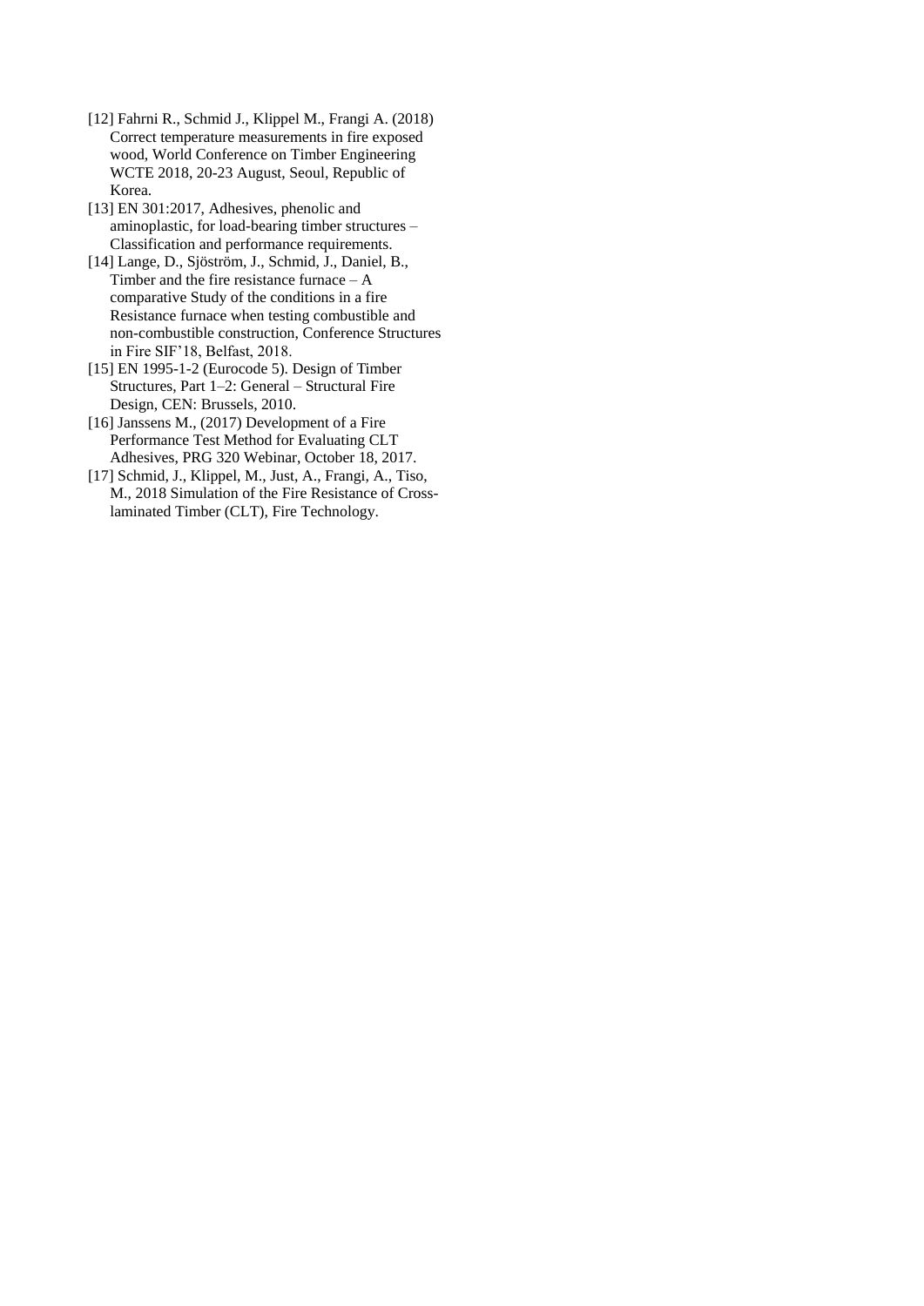[12] Fahrni R., Schmid J., Klippel M., Frangi A. (2018) Correct temperature measurements in fire exposed wood, World Conference on Timber Engineering WCTE 2018, 20-23 August, Seoul, Republic of Korea.

[13] EN 301:2017, Adhesives, phenolic and aminoplastic, for load-bearing timber structures – Classification and performance requirements.

[14] Lange, D., Sjöström, J., Schmid, J., Daniel, B., Timber and the fire resistance furnace – A comparative Study of the conditions in a fire Resistance furnace when testing combustible and non-combustible construction, Conference Structures in Fire SIF'18, Belfast, 2018.

[15] EN 1995-1-2 (Eurocode 5). Design of Timber Structures, Part 1–2: General – Structural Fire Design, CEN: Brussels, 2010.

[16] Janssens M., (2017) Development of a Fire Performance Test Method for Evaluating CLT Adhesives, PRG 320 Webinar, October 18, 2017.

[17] Schmid, J., Klippel, M., Just, A., Frangi, A., Tiso, M., 2018 Simulation of the Fire Resistance of Cross-laminated Timber (CLT), Fire Technology.